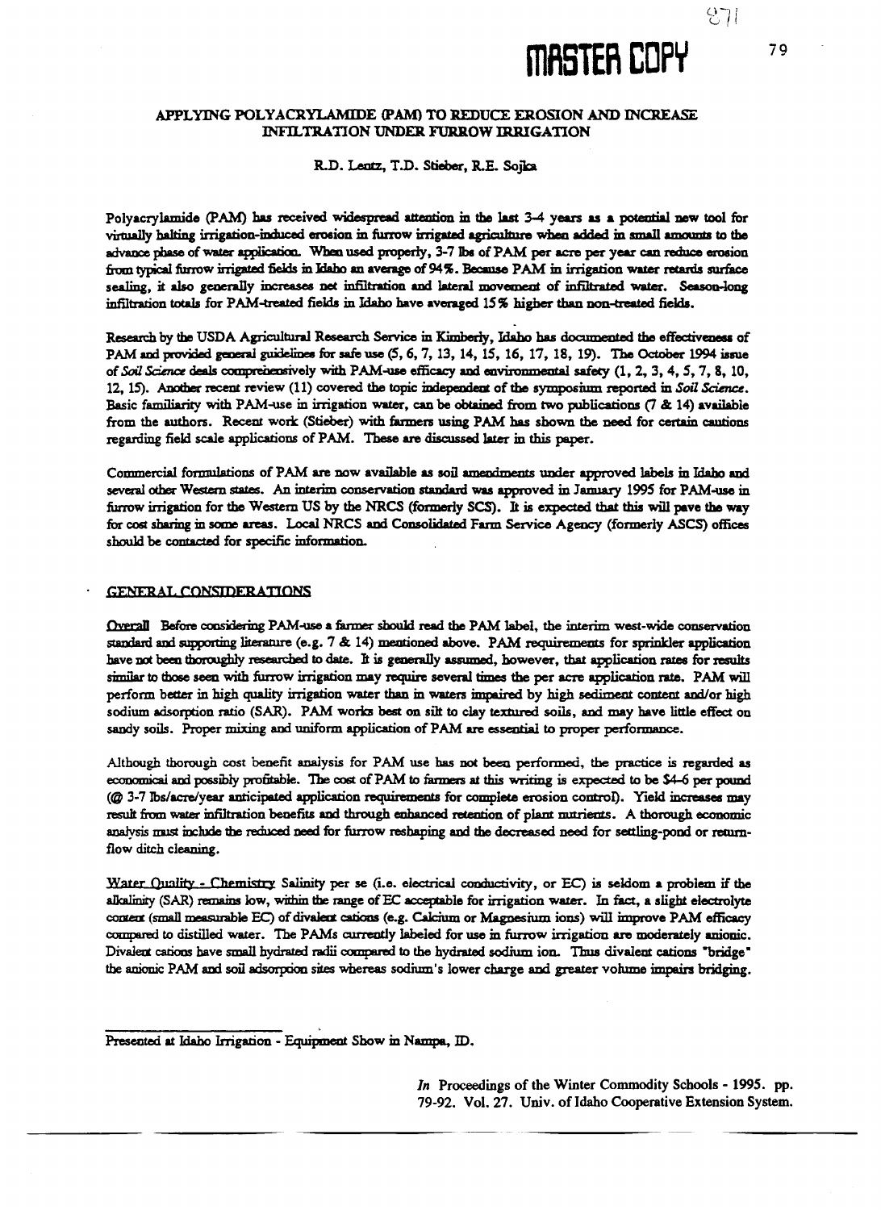# APPLYING POLYACRYLAMIDE (PAM) TO REDUCE EROSION AND INCREASE INFILTRATION UNDER FURROW IRRIGATION

R.D. Lentz, T.D. Stieber, R.E. Sojka

Polyacrylamide (PAM) has received widespread attention in the last 3-4 years as a potential new tool for virtually halting irrigation-induced erosion in furrow irrigated agriculture when added in small amounts to the advance phase of water application. When used properly, 3-7 lbs of PAM per acre per year can reduce erosion from typical furrow irrigated fields in Idaho an average of 94%. Because PAM in irrigation water retards surface sealing, it also generally increases net infiltration and lateral movement of infiltrated water. Season-long infiltration totals for PAM-treated fields in Idaho have averaged 15% higher than non-treated fields.

Research by the USDA Agricultural Research Service in Kimberly, Idaho has documented the effectiveness of PAM and provided general guidelines for safe use (5, 6, 7, 13, 14, 15, 16, 17, 18, 19). The October 1994 issue of *Soil Science* deals comprehensively with PAM-use efficacy and environmental safety (1, 2, 3, 4, 5, 7, 8, 10, 12, 15). Another recent review (11) covered the topic independent of the symposium reported in *Soil Science*. Basic familiarity with PAM-use in irrigation water, can be obtained from two publications (7 & 14) available from the authors. Recent work (Stieber) with farmers using PAM has shown the need for certain cautions regarding field scale applications of PAM. These are discussed later in this paper.

Commercial formulations of PAM are now available as soil amendments under approved labels in Idaho and several other Western states. An interim conservation standard was approved in January 1995 for PAM-use in furrow irrigation for the Western US by the NRCS (formerly SCS). It is expected that this will pave the way for cost sharing in some areas. Local NRCS and Consolidated Farm Service Agency (formerly ASCS) offices should be contacted for specific information.

## GENERAL CONSIDERATIONS

Overall Before considering PAM-use a farmer should read the PAM label, the interim west-wide conservation standard and supporting literature (e.g. 7 & 14) mentioned above. PAM requirements for sprinkler application have not been thoroughly researched to date. It is generally assumed, however, that application rates for results similar to those seen with furrow irrigation may require several times the per acre application rate. PAM will perform better in high quality irrigation water than in waters impaired by high sediment content and/or high sodium adsorption ratio (SAR). PAM works best on silt to clay textured soils, and may have little effect on sandy soils. Proper mixing and uniform application of PAM are essential to proper performance.

Although thorough cost benefit analysis for PAM use has not been performed, the practice is regarded as economical and possibly profitable. The cost of PAM to farmers at this writing is expected to be $4-6 per pound (@ 3-7 lbs/acre/year anticipated application requirements for complete erosion control). Yield increases may result from water infiltration benefits and through enhanced retention of plant nutrients. A thorough economic analysis must include the reduced need for furrow reshaping and the decreased need for settling-pond or return-flow ditch cleaning.

Water Quality - Chemistry Salinity per se (i.e. electrical conductivity, or EC) is seldom a problem if the alkalinity (SAR) remains low, within the range of EC acceptable for irrigation water. In fact, a slight electrolyte content (small measurable EC) of divalent cations (e.g. Calcium or Magnesium ions) will improve PAM efficacy compared to distilled water. The PAMs currently labeled for use in furrow irrigation are moderately anionic. Divalent cations have small hydrated radii compared to the hydrated sodium ion. Thus divalent cations "bridge" the anionic PAM and soil adsorption sites whereas sodium's lower charge and greater volume impairs bridging.

---

Presented at Idaho Irrigation - Equipment Show in Nampa, ID.

*In* Proceedings of the Winter Commodity Schools - 1995. pp. 79-92. Vol. 27. Univ. of Idaho Cooperative Extension System.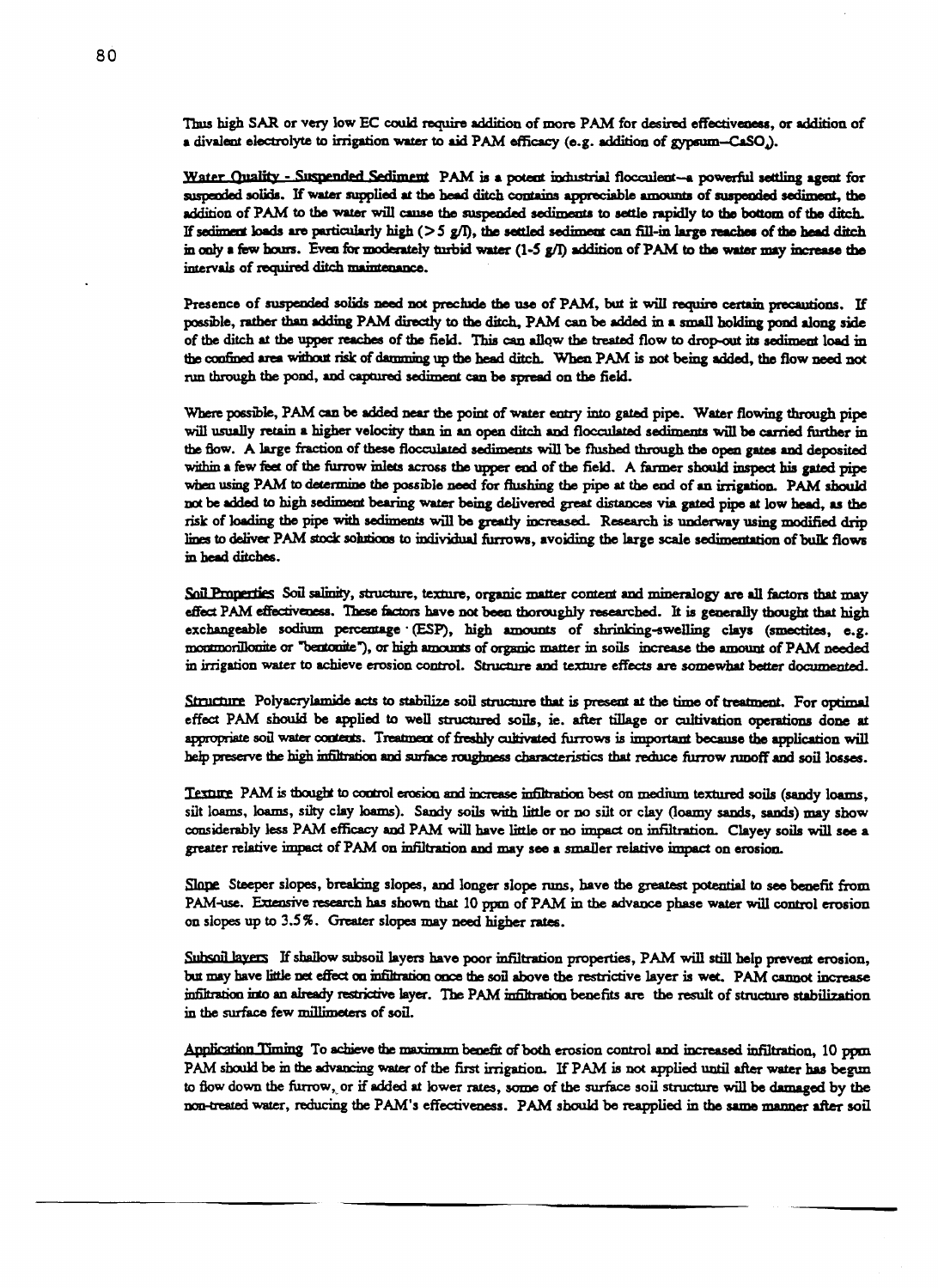Thus high SAR or very low EC could require addition of more PAM for desired effectiveness, or addition of a divalent electrolyte to irrigation water to aid PAM efficacy (e.g. addition of gypsum—$CaSO_4$).

Water Quality - Suspended Sediment PAM is a potent industrial flocculent—a powerful settling agent for suspended solids. If water supplied at the head ditch contains appreciable amounts of suspended sediment, the addition of PAM to the water will cause the suspended sediments to settle rapidly to the bottom of the ditch. If sediment loads are particularly high (> 5 g/l), the settled sediment can fill-in large reaches of the head ditch in only a few hours. Even for moderately turbid water (1-5 g/l) addition of PAM to the water may increase the intervals of required ditch maintenance.

Presence of suspended solids need not preclude the use of PAM, but it will require certain precautions. If possible, rather than adding PAM directly to the ditch, PAM can be added in a small holding pond along side of the ditch at the upper reaches of the field. This can allow the treated flow to drop-out its sediment load in the confined area without risk of damming up the head ditch. When PAM is not being added, the flow need not run through the pond, and captured sediment can be spread on the field.

Where possible, PAM can be added near the point of water entry into gated pipe. Water flowing through pipe will usually retain a higher velocity than in an open ditch and flocculated sediments will be carried further in the flow. A large fraction of these flocculated sediments will be flushed through the open gates and deposited within a few feet of the furrow inlets across the upper end of the field. A farmer should inspect his gated pipe when using PAM to determine the possible need for flushing the pipe at the end of an irrigation. PAM should not be added to high sediment bearing water being delivered great distances via gated pipe at low head, as the risk of loading the pipe with sediments will be greatly increased. Research is underway using modified drip lines to deliver PAM stock solutions to individual furrows, avoiding the large scale sedimentation of bulk flows in head ditches.

Soil Properties Soil salinity, structure, texture, organic matter content and mineralogy are all factors that may effect PAM effectiveness. These factors have not been thoroughly researched. It is generally thought that high exchangeable sodium percentage (ESP), high amounts of shrinking-swelling clays (smectites, e.g. montmorillonite or "bentonite"), or high amounts of organic matter in soils increase the amount of PAM needed in irrigation water to achieve erosion control. Structure and texture effects are somewhat better documented.

Structure Polyacrylamide acts to stabilize soil structure that is present at the time of treatment. For optimal effect PAM should be applied to well structured soils, ie. after tillage or cultivation operations done at appropriate soil water contents. Treatment of freshly cultivated furrows is important because the application will help preserve the high infiltration and surface roughness characteristics that reduce furrow runoff and soil losses.

Texture PAM is thought to control erosion and increase infiltration best on medium textured soils (sandy loams, silt loams, loams, silty clay loams). Sandy soils with little or no silt or clay (loamy sands, sands) may show considerably less PAM efficacy and PAM will have little or no impact on infiltration. Clayey soils will see a greater relative impact of PAM on infiltration and may see a smaller relative impact on erosion.

Slope Steeper slopes, breaking slopes, and longer slope runs, have the greatest potential to see benefit from PAM-use. Extensive research has shown that 10 ppm of PAM in the advance phase water will control erosion on slopes up to 3.5%. Greater slopes may need higher rates.

Subsoil layers If shallow subsoil layers have poor infiltration properties, PAM will still help prevent erosion, but may have little net effect on infiltration once the soil above the restrictive layer is wet. PAM cannot increase infiltration into an already restrictive layer. The PAM infiltration benefits are the result of structure stabilization in the surface few millimeters of soil.

Application Timing To achieve the maximum benefit of both erosion control and increased infiltration, 10 ppm PAM should be in the advancing water of the first irrigation. If PAM is not applied until after water has begun to flow down the furrow, or if added at lower rates, some of the surface soil structure will be damaged by the non-treated water, reducing the PAM's effectiveness. PAM should be reapplied in the same manner after soil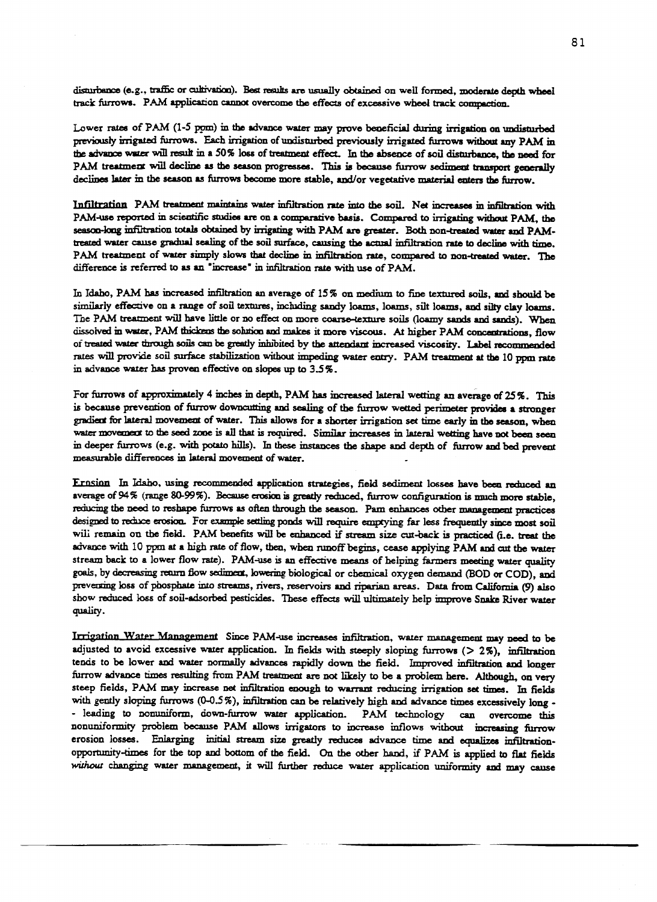disturbance (e.g., traffic or cultivation). Best results are usually obtained on well formed, moderate depth wheel track furrows. PAM application cannot overcome the effects of excessive wheel track compaction.

Lower rates of PAM (1-5 ppm) in the advance water may prove beneficial during irrigation on undisturbed previously irrigated furrows. Each irrigation of undisturbed previously irrigated furrows without any PAM in the advance water will result in a 50% loss of treatment effect. In the absence of soil disturbance, the need for PAM treatment will decline as the season progresses. This is because furrow sediment transport generally declines later in the season as furrows become more stable, and/or vegetative material enters the furrow.

<u>Infiltration</u> PAM treatment maintains water infiltration rate into the soil. Net increases in infiltration with PAM-use reported in scientific studies are on a comparative basis. Compared to irrigating without PAM, the season-long infiltration totals obtained by irrigating with PAM are greater. Both non-treated water and PAM-treated water cause gradual sealing of the soil surface, causing the actual infiltration rate to decline with time. PAM treatment of water simply slows that decline in infiltration rate, compared to non-treated water. The difference is referred to as an "increase" in infiltration rate with use of PAM.

In Idaho, PAM has increased infiltration an average of 15% on medium to fine textured soils, and should be similarly effective on a range of soil textures, including sandy loams, loams, silt loams, and silty clay loams. The PAM treatment will have little or no effect on more coarse-texture soils (loamy sands and sands). When dissolved in water, PAM thickens the solution and makes it more viscous. At higher PAM concentrations, flow of treated water through soils can be greatly inhibited by the attendant increased viscosity. Label recommended rates will provide soil surface stabilization without impeding water entry. PAM treatment at the 10 ppm rate in advance water has proven effective on slopes up to 3.5%.

For furrows of approximately 4 inches in depth, PAM has increased lateral wetting an average of 25%. This is because prevention of furrow downcutting and sealing of the furrow wetted perimeter provides a stronger gradient for lateral movement of water. This allows for a shorter irrigation set time early in the season, when water movement to the seed zone is all that is required. Similar increases in lateral wetting have not been seen in deeper furrows (e.g. with potato hills). In these instances the shape and depth of furrow and bed prevent measurable differences in lateral movement of water.

<u>Erosion</u> In Idaho, using recommended application strategies, field sediment losses have been reduced an average of 94% (range 80-99%). Because erosion is greatly reduced, furrow configuration is much more stable, reducing the need to reshape furrows as often through the season. Pam enhances other management practices designed to reduce erosion. For example settling ponds will require emptying far less frequently since most soil will remain on the field. PAM benefits will be enhanced if stream size cut-back is practiced (i.e. treat the advance with 10 ppm at a high rate of flow, then, when runoff begins, cease applying PAM and cut the water stream back to a lower flow rate). PAM-use is an effective means of helping farmers meeting water quality goals, by decreasing return flow sediment, lowering biological or chemical oxygen demand (BOD or COD), and preventing loss of phosphate into streams, rivers, reservoirs and riparian areas. Data from California (9) also show reduced loss of soil-adsorbed pesticides. These effects will ultimately help improve Snake River water quality.

<u>Irrigation Water Management</u> Since PAM-use increases infiltration, water management may need to be adjusted to avoid excessive water application. In fields with steeply sloping furrows (> 2%), infiltration tends to be lower and water normally advances rapidly down the field. Improved infiltration and longer furrow advance times resulting from PAM treatment are not likely to be a problem here. Although, on very steep fields, PAM may increase net infiltration enough to warrant reducing irrigation set times. In fields with gently sloping furrows (0-0.5%), infiltration can be relatively high and advance times excessively long -- leading to nonuniform, down-furrow water application. PAM technology can overcome this nonuniformity problem because PAM allows irrigators to increase inflows without increasing furrow erosion losses. Enlarging initial stream size greatly reduces advance time and equalizes infiltration-opportunity-times for the top and bottom of the field. On the other hand, if PAM is applied to flat fields *without* changing water management, it will further reduce water application uniformity and may cause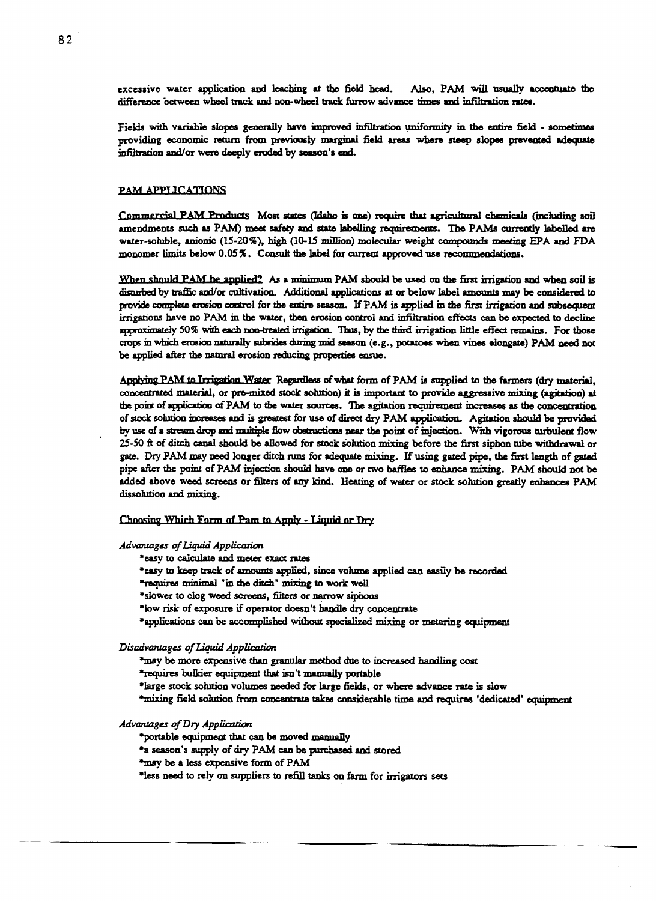excessive water application and leaching at the field head. Also, PAM will usually accentuate the difference between wheel track and non-wheel track furrow advance times and infiltration rates.

Fields with variable slopes generally have improved infiltration uniformity in the entire field - sometimes providing economic return from previously marginal field areas where steep slopes prevented adequate infiltration and/or were deeply eroded by season's end.

## PAM APPLICATIONS

Commercial PAM Products Most states (Idaho is one) require that agricultural chemicals (including soil amendments such as PAM) meet safety and state labelling requirements. The PAMs currently labelled are water-soluble, anionic (15-20%), high (10-15 million) molecular weight compounds meeting EPA and FDA monomer limits below 0.05%. Consult the label for current approved use recommendations.

When should PAM be applied? As a minimum PAM should be used on the first irrigation and when soil is disturbed by traffic and/or cultivation. Additional applications at or below label amounts may be considered to provide complete erosion control for the entire season. If PAM is applied in the first irrigation and subsequent irrigations have no PAM in the water, then erosion control and infiltration effects can be expected to decline approximately 50% with each non-treated irrigation. Thus, by the third irrigation little effect remains. For those crops in which erosion naturally subsides during mid season (e.g., potatoes when vines elongate) PAM need not be applied after the natural erosion reducing properties ensue.

Applying PAM to Irrigation Water Regardless of what form of PAM is supplied to the farmers (dry material, concentrated material, or pre-mixed stock solution) it is important to provide aggressive mixing (agitation) at the point of application of PAM to the water sources. The agitation requirement increases as the concentration of stock solution increases and is greatest for use of direct dry PAM application. Agitation should be provided by use of a stream drop and multiple flow obstructions near the point of injection. With vigorous turbulent flow 25-50 ft of ditch canal should be allowed for stock solution mixing before the first siphon tube withdrawal or gate. Dry PAM may need longer ditch runs for adequate mixing. If using gated pipe, the first length of gated pipe after the point of PAM injection should have one or two baffles to enhance mixing. PAM should not be added above weed screens or filters of any kind. Heating of water or stock solution greatly enhances PAM dissolution and mixing.

### Choosing Which Form of Pam to Apply - Liquid or Dry

*Advantages of Liquid Application*

- easy to calculate and meter exact rates
- easy to keep track of amounts applied, since volume applied can easily be recorded
- requires minimal "in the ditch" mixing to work well
- slower to clog weed screens, filters or narrow siphons
- low risk of exposure if operator doesn't handle dry concentrate
- applications can be accomplished without specialized mixing or metering equipment

*Disadvantages of Liquid Application*

- may be more expensive than granular method due to increased handling cost
- requires bulkier equipment that isn't manually portable
- large stock solution volumes needed for large fields, or where advance rate is slow
- mixing field solution from concentrate takes considerable time and requires 'dedicated' equipment

*Advantages of Dry Application*

- portable equipment that can be moved manually
- a season's supply of dry PAM can be purchased and stored
- may be a less expensive form of PAM
- less need to rely on suppliers to refill tanks on farm for irrigators sets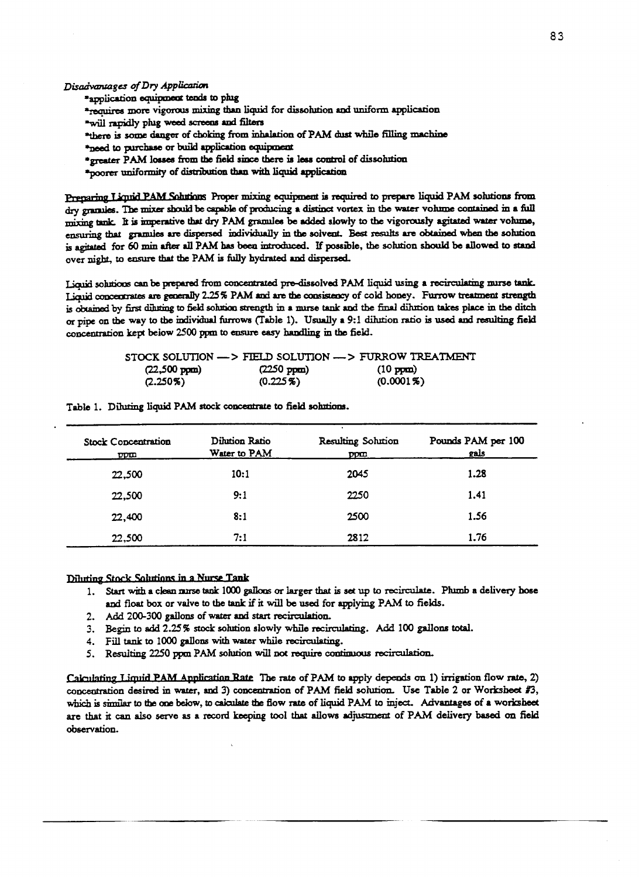*Disadvantages of Dry Application*

*application equipment tends to plug
*requires more vigorous mixing than liquid for dissolution and uniform application
*will rapidly plug weed screens and filters
*there is some danger of choking from inhalation of PAM dust while filling machine
*need to purchase or build application equipment
*greater PAM losses from the field since there is less control of dissolution
*poorer uniformity of distribution than with liquid application

Preparing Liquid PAM Solutions Proper mixing equipment is required to prepare liquid PAM solutions from dry granules. The mixer should be capable of producing a distinct vortex in the water volume contained in a full mixing tank. It is imperative that dry PAM granules be added slowly to the vigorously agitated water volume, ensuring that granules are dispersed individually in the solvent. Best results are obtained when the solution is agitated for 60 min after all PAM has been introduced. If possible, the solution should be allowed to stand over night, to ensure that the PAM is fully hydrated and dispersed.

Liquid solutions can be prepared from concentrated pre-dissolved PAM liquid using a recirculating nurse tank. Liquid concentrates are generally 2.25% PAM and are the consistency of cold honey. Furrow treatment strength is obtained by first diluting to field solution strength in a nurse tank and the final dilution takes place in the ditch or pipe on the way to the individual furrows (Table 1). Usually a 9:1 dilution ratio is used and resulting field concentration kept below 2500 ppm to ensure easy handling in the field.

| STOCK SOLUTION —> | FIELD SOLUTION —> | FURROW TREATMENT |
|---|---|---|
| (22,500 ppm) | (2250 ppm) | (10 ppm) |
| (2.250%) | (0.225%) | (0.0001%) |

Table 1. Diluting liquid PAM stock concentrate to field solutions.

| Stock Concentration ppm | Dilution Ratio Water to PAM | Resulting Solution ppm | Pounds PAM per 100 gals |
|---|---|---|---|
| 22,500 | 10:1 | 2045 | 1.28 |
| 22,500 | 9:1 | 2250 | 1.41 |
| 22,400 | 8:1 | 2500 | 1.56 |
| 22,500 | 7:1 | 2812 | 1.76 |

Diluting Stock Solutions in a Nurse Tank

1. Start with a clean nurse tank 1000 gallons or larger that is set up to recirculate. Plumb a delivery hose and float box or valve to the tank if it will be used for applying PAM to fields.
2. Add 200-300 gallons of water and start recirculation.
3. Begin to add 2.25% stock solution slowly while recirculating. Add 100 gallons total.
4. Fill tank to 1000 gallons with water while recirculating.
5. Resulting 2250 ppm PAM solution will not require continuous recirculation.

Calculating Liquid PAM Application Rate The rate of PAM to apply depends on 1) irrigation flow rate, 2) concentration desired in water, and 3) concentration of PAM field solution. Use Table 2 or Worksheet #3, which is similar to the one below, to calculate the flow rate of liquid PAM to inject. Advantages of a worksheet are that it can also serve as a record keeping tool that allows adjustment of PAM delivery based on field observation.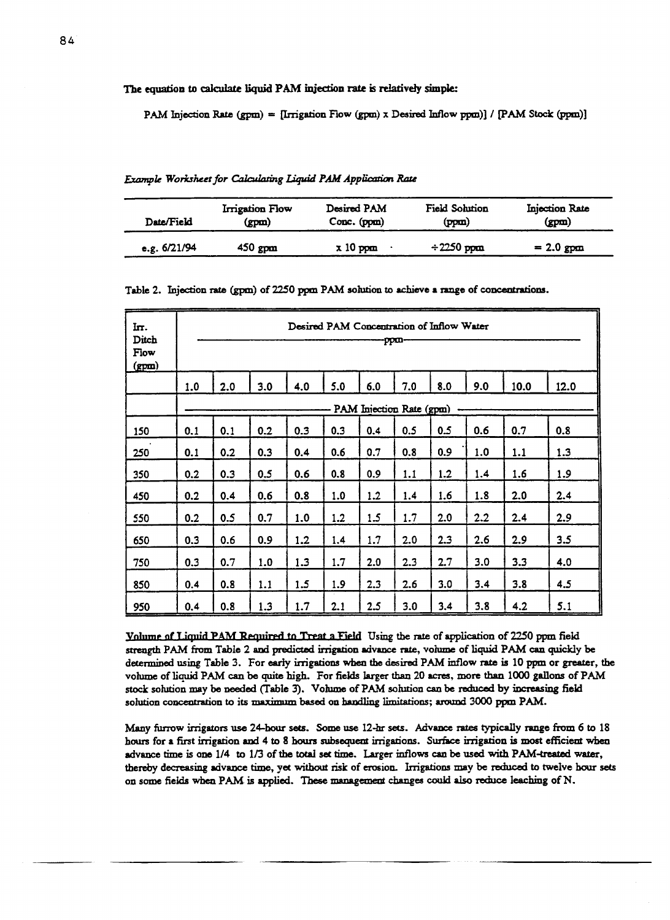**The equation to calculate liquid PAM injection rate is relatively simple:**

PAM Injection Rate (gpm) = [Irrigation Flow (gpm) x Desired Inflow ppm)] / [PAM Stock (ppm)]

*Example Worksheet for Calculating Liquid PAM Application Rate*

| Date/Field | Irrigation Flow (gpm) | Desired PAM Conc. (ppm) | Field Solution (ppm) | Injection Rate (gpm) |
|---|---|---|---|---|
| e.g. 6/21/94 | 450 gpm | x 10 ppm | ÷2250 ppm | = 2.0 gpm |

Table 2. Injection rate (gpm) of 2250 ppm PAM solution to achieve a range of concentrations.

| Irr. Ditch Flow (gpm) | Desired PAM Concentration of Inflow Water ppm | | | | | | | | | | |
|---|---|---|---|---|---|---|---|---|---|---|---|
| | 1.0 | 2.0 | 3.0 | 4.0 | 5.0 | 6.0 | 7.0 | 8.0 | 9.0 | 10.0 | 12.0 |
| | PAM Injection Rate (gpm) | | | | | | | | | | |
| 150 | 0.1 | 0.1 | 0.2 | 0.3 | 0.3 | 0.4 | 0.5 | 0.5 | 0.6 | 0.7 | 0.8 |
| 250 | 0.1 | 0.2 | 0.3 | 0.4 | 0.6 | 0.7 | 0.8 | 0.9 | 1.0 | 1.1 | 1.3 |
| 350 | 0.2 | 0.3 | 0.5 | 0.6 | 0.8 | 0.9 | 1.1 | 1.2 | 1.4 | 1.6 | 1.9 |
| 450 | 0.2 | 0.4 | 0.6 | 0.8 | 1.0 | 1.2 | 1.4 | 1.6 | 1.8 | 2.0 | 2.4 |
| 550 | 0.2 | 0.5 | 0.7 | 1.0 | 1.2 | 1.5 | 1.7 | 2.0 | 2.2 | 2.4 | 2.9 |
| 650 | 0.3 | 0.6 | 0.9 | 1.2 | 1.4 | 1.7 | 2.0 | 2.3 | 2.6 | 2.9 | 3.5 |
| 750 | 0.3 | 0.7 | 1.0 | 1.3 | 1.7 | 2.0 | 2.3 | 2.7 | 3.0 | 3.3 | 4.0 |
| 850 | 0.4 | 0.8 | 1.1 | 1.5 | 1.9 | 2.3 | 2.6 | 3.0 | 3.4 | 3.8 | 4.5 |
| 950 | 0.4 | 0.8 | 1.3 | 1.7 | 2.1 | 2.5 | 3.0 | 3.4 | 3.8 | 4.2 | 5.1 |

Volume of Liquid PAM Required to Treat a Field Using the rate of application of 2250 ppm field strength PAM from Table 2 and predicted irrigation advance rate, volume of liquid PAM can quickly be determined using Table 3. For early irrigations when the desired PAM inflow rate is 10 ppm or greater, the volume of liquid PAM can be quite high. For fields larger than 20 acres, more than 1000 gallons of PAM stock solution may be needed (Table 3). Volume of PAM solution can be reduced by increasing field solution concentration to its maximum based on handling limitations; around 3000 ppm PAM.

Many furrow irrigators use 24-hour sets. Some use 12-hr sets. Advance rates typically range from 6 to 18 hours for a first irrigation and 4 to 8 hours subsequent irrigations. Surface irrigation is most efficient when advance time is one 1/4 to 1/3 of the total set time. Larger inflows can be used with PAM-treated water, thereby decreasing advance time, yet without risk of erosion. Irrigations may be reduced to twelve hour sets on some fields when PAM is applied. These management changes could also reduce leaching of N.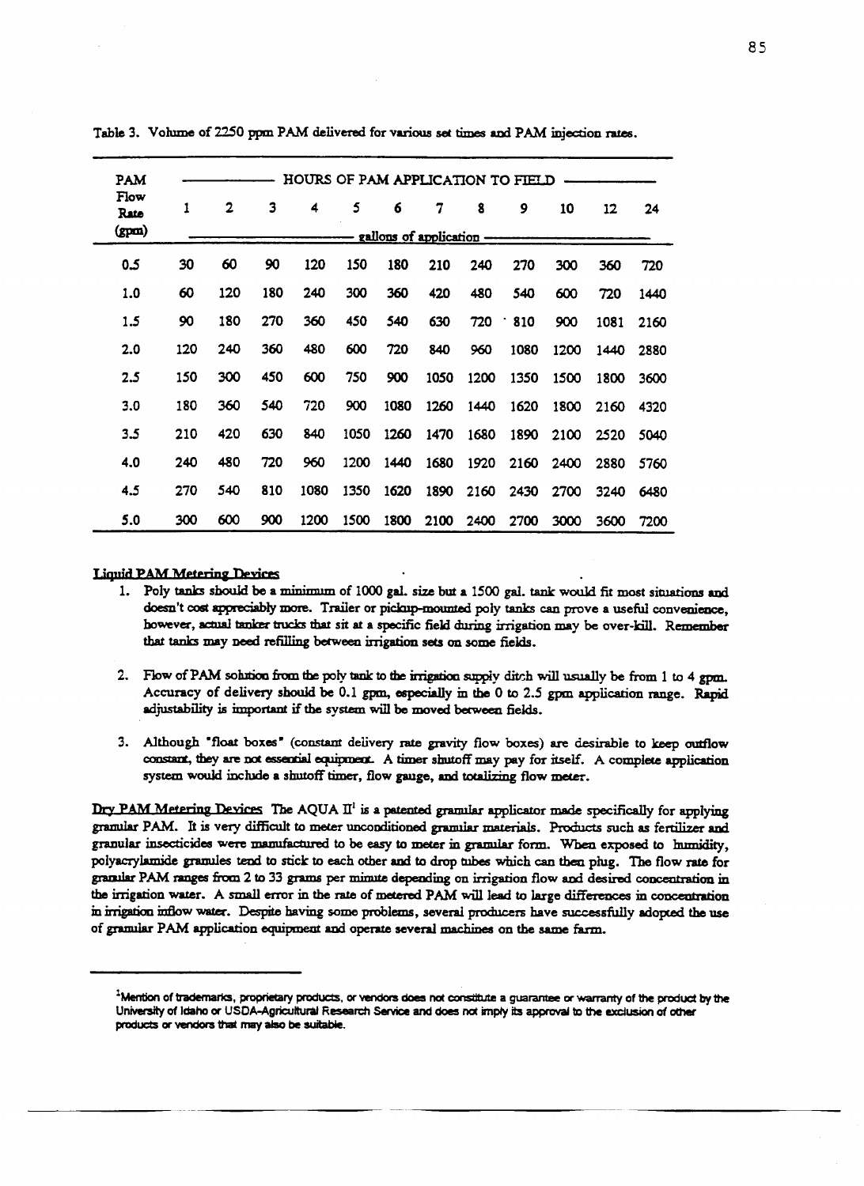Table 3. Volume of 2250 ppm PAM delivered for various set times and PAM injection rates.

| PAM Flow Rate (gpm) | HOURS OF PAM APPLICATION TO FIELD | | | | | | | | | | | |
|---|---|---|---|---|---|---|---|---|---|---|---|---|
| | 1 | 2 | 3 | 4 | 5 | 6 | 7 | 8 | 9 | 10 | 12 | 24 |
| | gallons of application | | | | | | | | | | | |
| 0.5 | 30 | 60 | 90 | 120 | 150 | 180 | 210 | 240 | 270 | 300 | 360 | 720 |
| 1.0 | 60 | 120 | 180 | 240 | 300 | 360 | 420 | 480 | 540 | 600 | 720 | 1440 |
| 1.5 | 90 | 180 | 270 | 360 | 450 | 540 | 630 | 720 | 810 | 900 | 1081 | 2160 |
| 2.0 | 120 | 240 | 360 | 480 | 600 | 720 | 840 | 960 | 1080 | 1200 | 1440 | 2880 |
| 2.5 | 150 | 300 | 450 | 600 | 750 | 900 | 1050 | 1200 | 1350 | 1500 | 1800 | 3600 |
| 3.0 | 180 | 360 | 540 | 720 | 900 | 1080 | 1260 | 1440 | 1620 | 1800 | 2160 | 4320 |
| 3.5 | 210 | 420 | 630 | 840 | 1050 | 1260 | 1470 | 1680 | 1890 | 2100 | 2520 | 5040 |
| 4.0 | 240 | 480 | 720 | 960 | 1200 | 1440 | 1680 | 1920 | 2160 | 2400 | 2880 | 5760 |
| 4.5 | 270 | 540 | 810 | 1080 | 1350 | 1620 | 1890 | 2160 | 2430 | 2700 | 3240 | 6480 |
| 5.0 | 300 | 600 | 900 | 1200 | 1500 | 1800 | 2100 | 2400 | 2700 | 3000 | 3600 | 7200 |

<u>Liquid PAM Metering Devices</u>

1. Poly tanks should be a minimum of 1000 gal. size but a 1500 gal. tank would fit most situations and doesn't cost appreciably more. Trailer or pickup-mounted poly tanks can prove a useful convenience, however, actual tanker trucks that sit at a specific field during irrigation may be over-kill. Remember that tanks may need refilling between irrigation sets on some fields.

2. Flow of PAM solution from the poly tank to the irrigation supply ditch will usually be from 1 to 4 gpm. Accuracy of delivery should be 0.1 gpm, especially in the 0 to 2.5 gpm application range. Rapid adjustability is important if the system will be moved between fields.

3. Although "float boxes" (constant delivery rate gravity flow boxes) are desirable to keep outflow constant, they are not essential equipment. A timer shutoff may pay for itself. A complete application system would include a shutoff timer, flow gauge, and totalizing flow meter.

<u>Dry PAM Metering Devices</u> The AQUA II[1] is a patented granular applicator made specifically for applying granular PAM. It is very difficult to meter unconditioned granular materials. Products such as fertilizer and granular insecticides were manufactured to be easy to meter in granular form. When exposed to humidity, polyacrylamide granules tend to stick to each other and to drop tubes which can then plug. The flow rate for granular PAM ranges from 2 to 33 grams per minute depending on irrigation flow and desired concentration in the irrigation water. A small error in the rate of metered PAM will lead to large differences in concentration in irrigation inflow water. Despite having some problems, several producers have successfully adopted the use of granular PAM application equipment and operate several machines on the same farm.

---

[1]Mention of trademarks, proprietary products, or vendors does not constitute a guarantee or warranty of the product by the University of Idaho or USDA-Agricultural Research Service and does not imply its approval to the exclusion of other products or vendors that may also be suitable.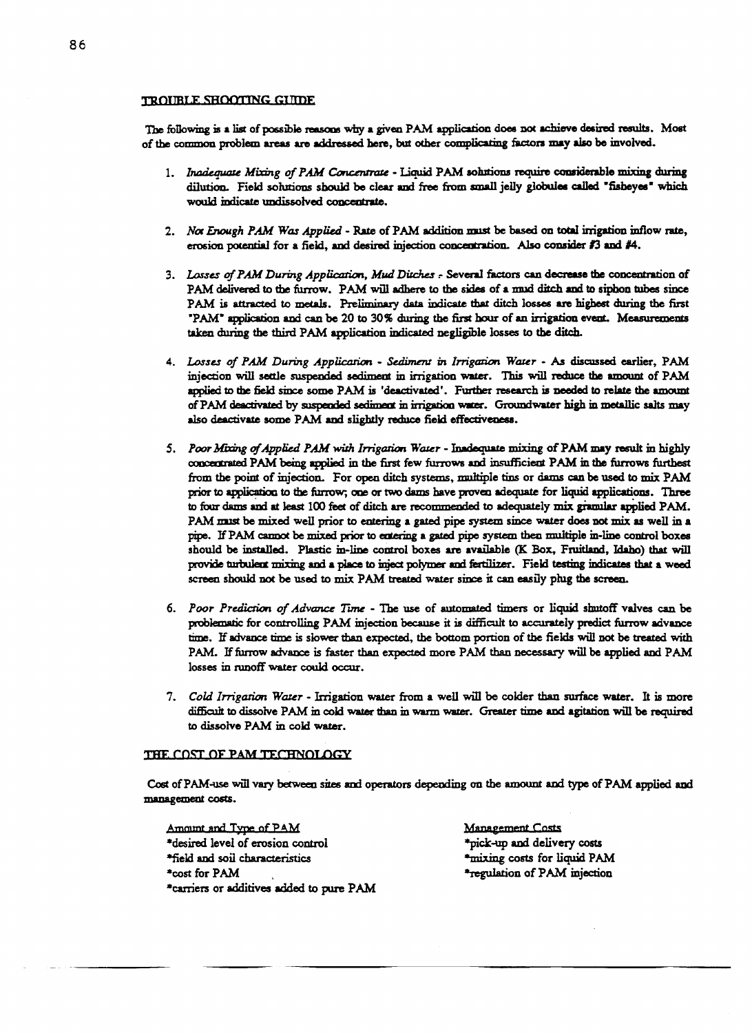## TROUBLE SHOOTING GUIDE

The following is a list of possible reasons why a given PAM application does not achieve desired results. Most of the common problem areas are addressed here, but other complicating factors may also be involved.

1. *Inadequate Mixing of PAM Concentrate* - Liquid PAM solutions require considerable mixing during dilution. Field solutions should be clear and free from small jelly globules called "fisheyes" which would indicate undissolved concentrate.

2. *Not Enough PAM Was Applied* - Rate of PAM addition must be based on total irrigation inflow rate, erosion potential for a field, and desired injection concentration. Also consider #3 and #4.

3. *Losses of PAM During Application, Mud Ditches* - Several factors can decrease the concentration of PAM delivered to the furrow. PAM will adhere to the sides of a mud ditch and to siphon tubes since PAM is attracted to metals. Preliminary data indicate that ditch losses are highest during the first "PAM" application and can be 20 to 30% during the first hour of an irrigation event. Measurements taken during the third PAM application indicated negligible losses to the ditch.

4. *Losses of PAM During Application - Sediment in Irrigation Water* - As discussed earlier, PAM injection will settle suspended sediment in irrigation water. This will reduce the amount of PAM applied to the field since some PAM is 'deactivated'. Further research is needed to relate the amount of PAM deactivated by suspended sediment in irrigation water. Groundwater high in metallic salts may also deactivate some PAM and slightly reduce field effectiveness.

5. *Poor Mixing of Applied PAM with Irrigation Water* - Inadequate mixing of PAM may result in highly concentrated PAM being applied in the first few furrows and insufficient PAM in the furrows furthest from the point of injection. For open ditch systems, multiple tins or dams can be used to mix PAM prior to application to the furrow; one or two dams have proven adequate for liquid applications. Three to four dams and at least 100 feet of ditch are recommended to adequately mix granular applied PAM. PAM must be mixed well prior to entering a gated pipe system since water does not mix as well in a pipe. If PAM cannot be mixed prior to entering a gated pipe system then multiple in-line control boxes should be installed. Plastic in-line control boxes are available (K Box, Fruitland, Idaho) that will provide turbulent mixing and a place to inject polymer and fertilizer. Field testing indicates that a weed screen should not be used to mix PAM treated water since it can easily plug the screen.

6. *Poor Prediction of Advance Time* - The use of automated timers or liquid shutoff valves can be problematic for controlling PAM injection because it is difficult to accurately predict furrow advance time. If advance time is slower than expected, the bottom portion of the fields will not be treated with PAM. If furrow advance is faster than expected more PAM than necessary will be applied and PAM losses in runoff water could occur.

7. *Cold Irrigation Water* - Irrigation water from a well will be colder than surface water. It is more difficult to dissolve PAM in cold water than in warm water. Greater time and agitation will be required to dissolve PAM in cold water.

## THE COST OF PAM TECHNOLOGY

Cost of PAM-use will vary between sites and operators depending on the amount and type of PAM applied and management costs.

Amount and Type of PAM
*desired level of erosion control
*field and soil characteristics
*cost for PAM
*carriers or additives added to pure PAM

Management Costs
*pick-up and delivery costs
*mixing costs for liquid PAM
*regulation of PAM injection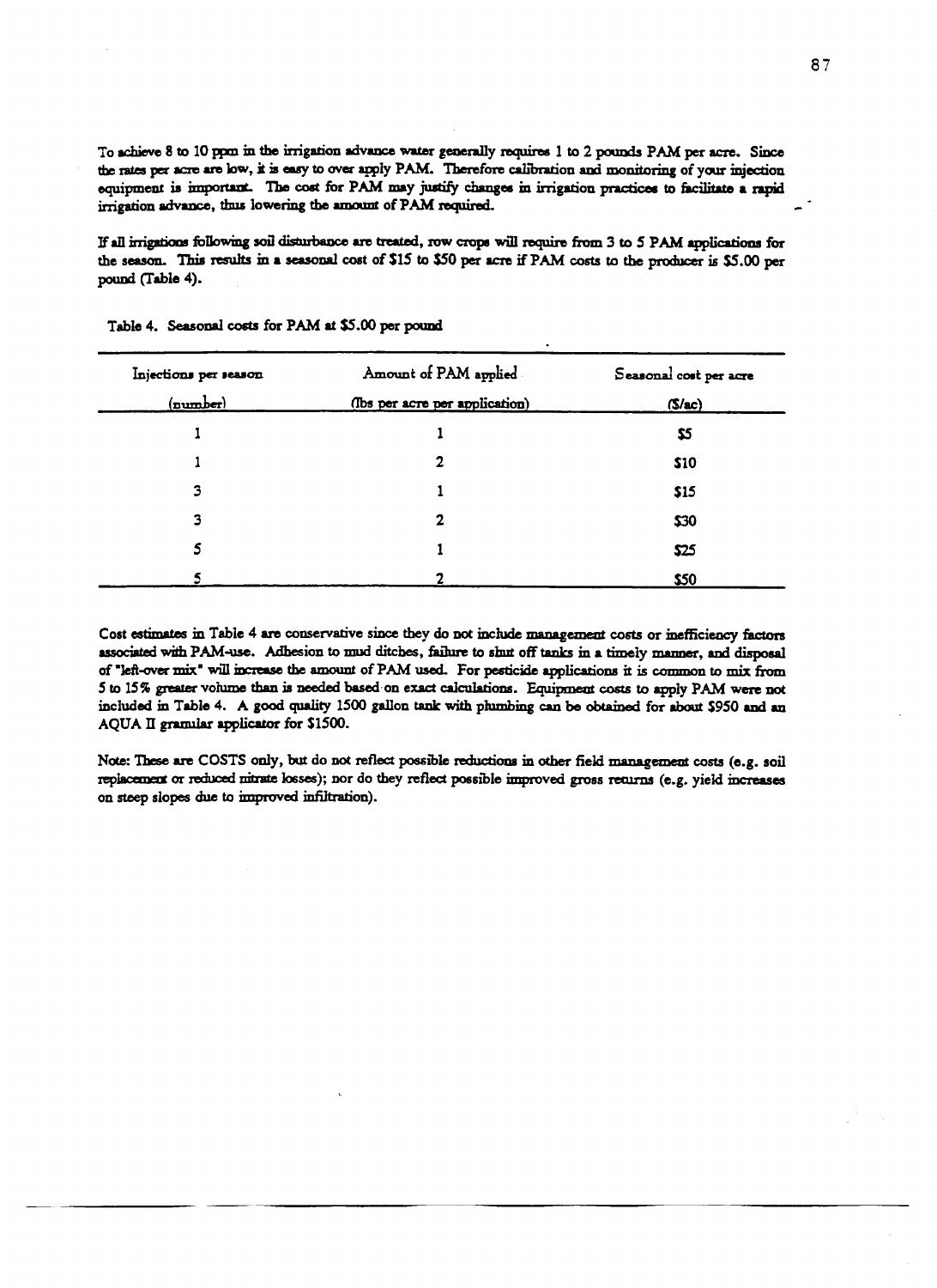To achieve 8 to 10 ppm in the irrigation advance water generally requires 1 to 2 pounds PAM per acre. Since the rates per acre are low, it is easy to over apply PAM. Therefore calibration and monitoring of your injection equipment is important. The cost for PAM may justify changes in irrigation practices to facilitate a rapid irrigation advance, thus lowering the amount of PAM required.

If all irrigations following soil disturbance are treated, row crops will require from 3 to 5 PAM applications for the season. This results in a seasonal cost of $15 to $50 per acre if PAM costs to the producer is $5.00 per pound (Table 4).

Table 4. Seasonal costs for PAM at $5.00 per pound

| Injections per season (number) | Amount of PAM applied (lbs per acre per application) | Seasonal cost per acre ($/ac) |
|---|---|---|
| 1 | 1 | $5 |
| 1 | 2 | $10 |
| 3 | 1 | $15 |
| 3 | 2 | $30 |
| 5 | 1 | $25 |
| 5 | 2 | $50 |

Cost estimates in Table 4 are conservative since they do not include management costs or inefficiency factors associated with PAM-use. Adhesion to mud ditches, failure to shut off tanks in a timely manner, and disposal of "left-over mix" will increase the amount of PAM used. For pesticide applications it is common to mix from 5 to 15% greater volume than is needed based on exact calculations. Equipment costs to apply PAM were not included in Table 4. A good quality 1500 gallon tank with plumbing can be obtained for about $950 and an AQUA II granular applicator for $1500.

Note: These are COSTS only, but do not reflect possible reductions in other field management costs (e.g. soil replacement or reduced nitrate losses); nor do they reflect possible improved gross returns (e.g. yield increases on steep slopes due to improved infiltration).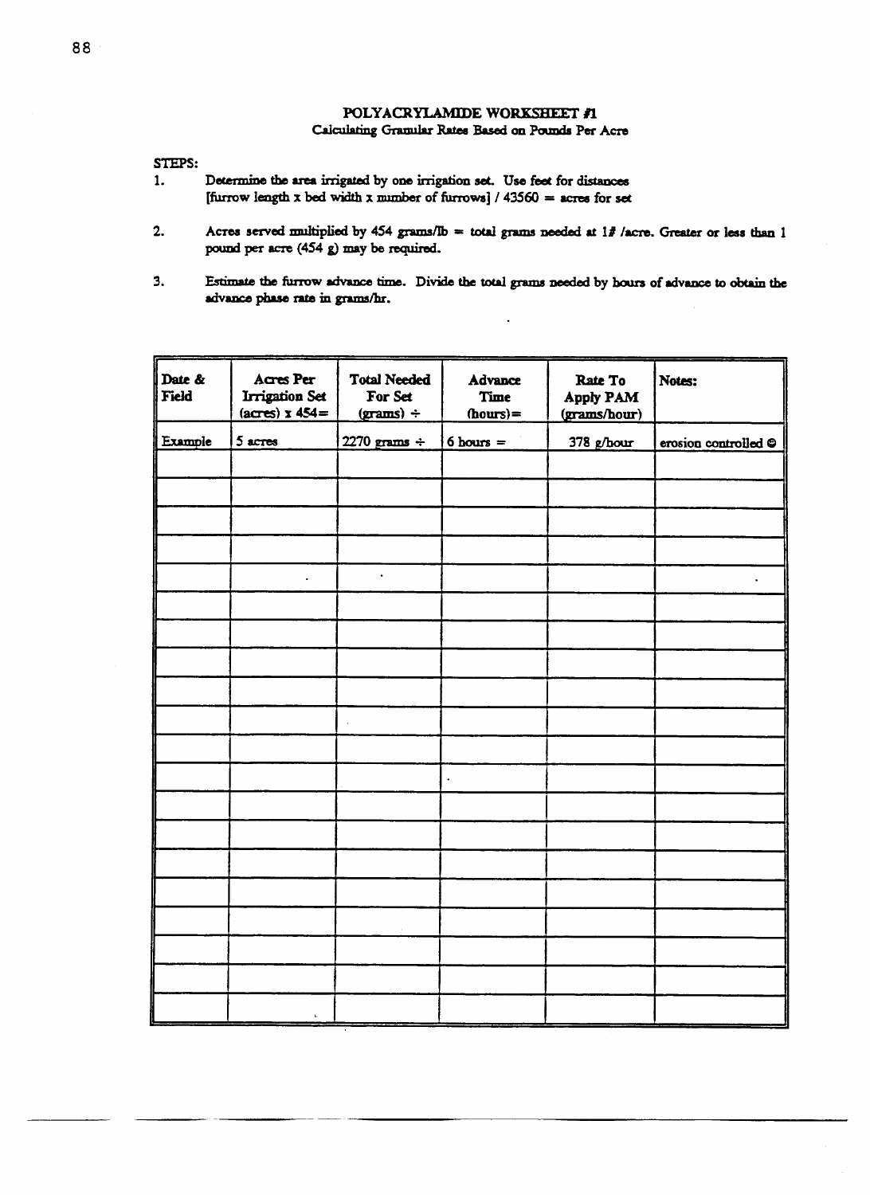## POLYACRYLAMIDE WORKSHEET #1

### Calculating Granular Rates Based on Pounds Per Acre

**STEPS:**

1. Determine the area irrigated by one irrigation set. Use feet for distances
   [furrow length x bed width x number of furrows] / 43560 = acres for set

2. Acres served multiplied by 454 grams/lb = total grams needed at 1# /acre. Greater or less than 1 pound per acre (454 g) may be required.

3. Estimate the furrow advance time. Divide the total grams needed by hours of advance to obtain the advance phase rate in grams/hr.

| Date & Field | Acres Per Irrigation Set (acres) x 454= | Total Needed For Set (grams) ÷ | Advance Time (hours)= | Rate To Apply PAM (grams/hour) | Notes: |
|---|---|---|---|---|---|
| Example | 5 acres | 2270 grams ÷ | 6 hours = | 378 g/hour | erosion controlled ☺ |
| | | | | | |
| | | | | | |
| | | | | | |
| | | | | | |
| | | | | | |
| | | | | | |
| | | | | | |
| | | | | | |
| | | | | | |
| | | | | | |
| | | | | | |
| | | | | | |
| | | | | | |
| | | | | | |
| | | | | | |
| | | | | | |
| | | | | | |
| | | | | | |
| | | | | | |
| | | | | | |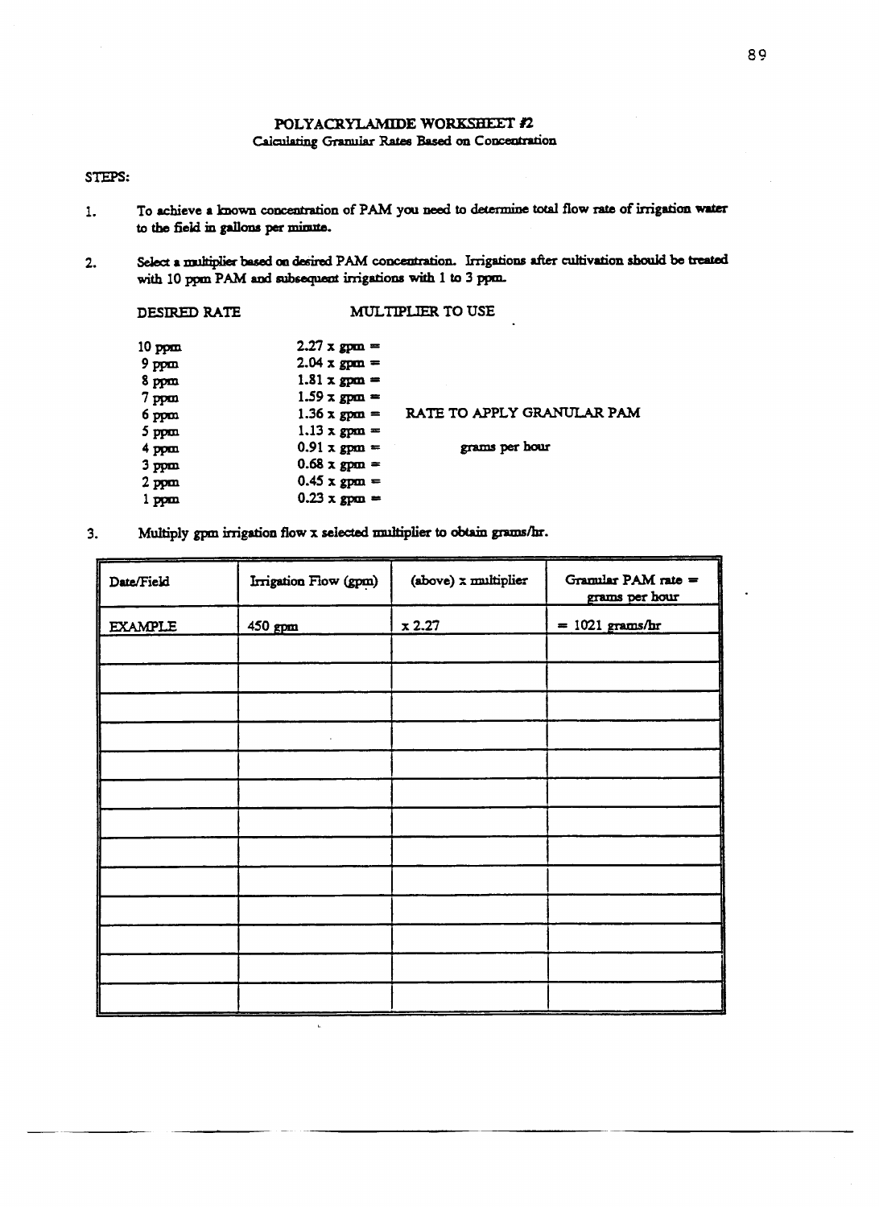## POLYACRYLAMIDE WORKSHEET #2

### Calculating Granular Rates Based on Concentration

STEPS:

1. To achieve a known concentration of PAM you need to determine total flow rate of irrigation water to the field in gallons per minute.

2. Select a multiplier based on desired PAM concentration. Irrigations after cultivation should be treated with 10 ppm PAM and subsequent irrigations with 1 to 3 ppm.

| DESIRED RATE | MULTIPLIER TO USE | |
|---|---|---|
| 10 ppm | 2.27 x gpm = | |
| 9 ppm | 2.04 x gpm = | |
| 8 ppm | 1.81 x gpm = | |
| 7 ppm | 1.59 x gpm = | |
| 6 ppm | 1.36 x gpm = | RATE TO APPLY GRANULAR PAM |
| 5 ppm | 1.13 x gpm = | |
| 4 ppm | 0.91 x gpm = | grams per hour |
| 3 ppm | 0.68 x gpm = | |
| 2 ppm | 0.45 x gpm = | |
| 1 ppm | 0.23 x gpm = | |

3. Multiply gpm irrigation flow x selected multiplier to obtain grams/hr.

| Date/Field | Irrigation Flow (gpm) | (above) x multiplier | Granular PAM rate = grams per hour |
|---|---|---|---|
| EXAMPLE | 450 gpm | x 2.27 | = 1021 grams/hr |
| | | | |
| | | | |
| | | | |
| | | | |
| | | | |
| | | | |
| | | | |
| | | | |
| | | | |
| | | | |
| | | | |
| | | | |
| | | | |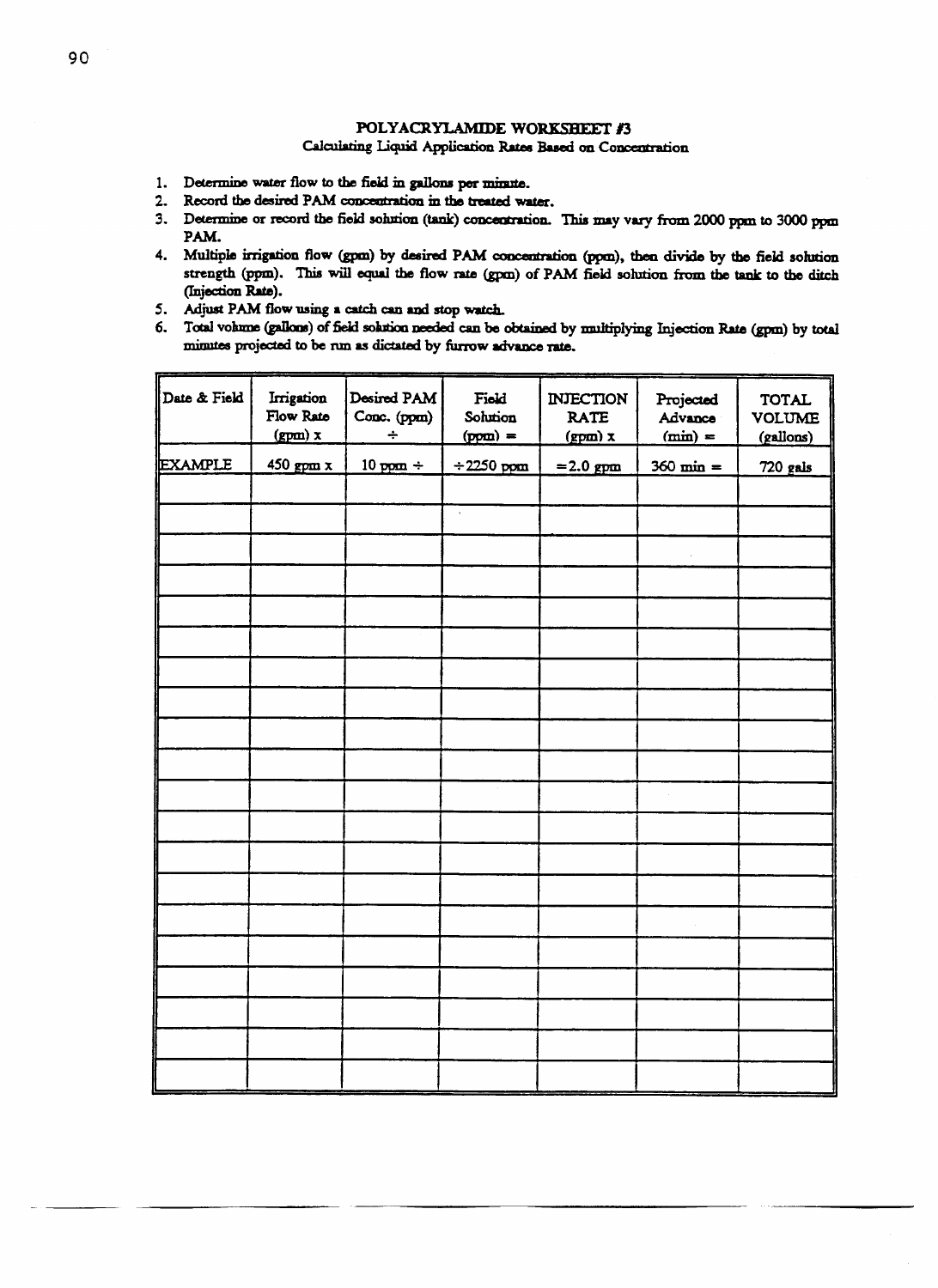## POLYACRYLAMIDE WORKSHEET #3

### Calculating Liquid Application Rates Based on Concentration

1. Determine water flow to the field in gallons per minute.
2. Record the desired PAM concentration in the treated water.
3. Determine or record the field solution (tank) concentration. This may vary from 2000 ppm to 3000 ppm PAM.
4. Multiple irrigation flow (gpm) by desired PAM concentration (ppm), then divide by the field solution strength (ppm). This will equal the flow rate (gpm) of PAM field solution from the tank to the ditch (Injection Rate).
5. Adjust PAM flow using a catch can and stop watch.
6. Total volume (gallons) of field solution needed can be obtained by multiplying Injection Rate (gpm) by total minutes projected to be run as dictated by furrow advance rate.

| Date & Field | Irrigation Flow Rate (gpm) x | Desired PAM Conc. (ppm) ÷ | Field Solution (ppm) = | INJECTION RATE (gpm) x | Projected Advance (min) = | TOTAL VOLUME (gallons) |
|---|---|---|---|---|---|---|
| EXAMPLE | 450 gpm x | 10 ppm ÷ | ÷2250 ppm | =2.0 gpm | 360 min = | 720 gals |
| | | | | | | |
| | | | | | | |
| | | | | | | |
| | | | | | | |
| | | | | | | |
| | | | | | | |
| | | | | | | |
| | | | | | | |
| | | | | | | |
| | | | | | | |
| | | | | | | |
| | | | | | | |
| | | | | | | |
| | | | | | | |
| | | | | | | |
| | | | | | | |
| | | | | | | |
| | | | | | | |
| | | | | | | |
| | | | | | | |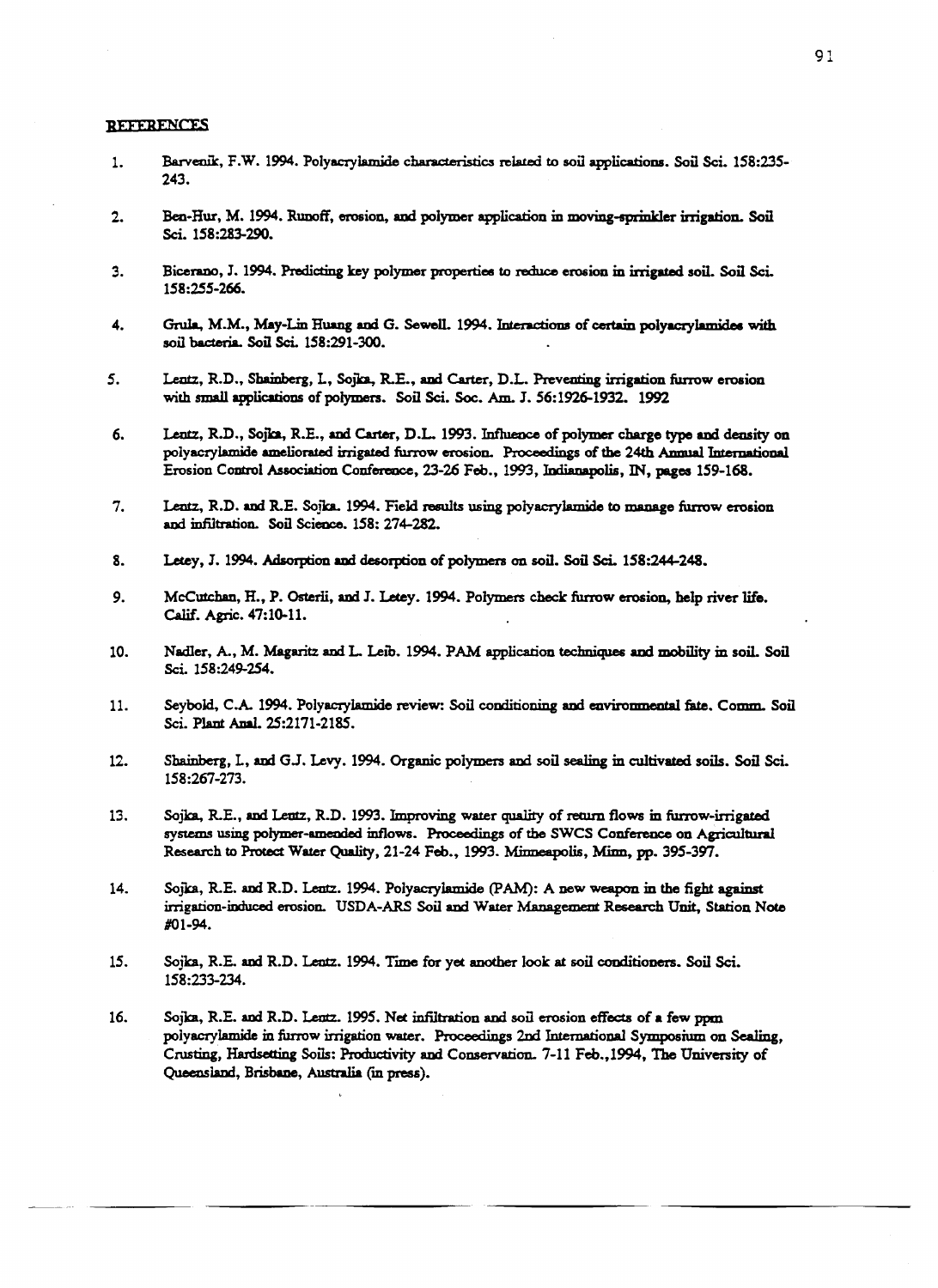## REFERENCES

1. Barvenik, F.W. 1994. Polyacrylamide characteristics related to soil applications. Soil Sci. 158:235-243.

2. Ben-Hur, M. 1994. Runoff, erosion, and polymer application in moving-sprinkler irrigation. Soil Sci. 158:283-290.

3. Bicerano, J. 1994. Predicting key polymer properties to reduce erosion in irrigated soil. Soil Sci. 158:255-266.

4. Grula, M.M., May-Lin Huang and G. Sewell. 1994. Interactions of certain polyacrylamides with soil bacteria. Soil Sci. 158:291-300.

5. Lentz, R.D., Shainberg, I., Sojka, R.E., and Carter, D.L. Preventing irrigation furrow erosion with small applications of polymers. Soil Sci. Soc. Am. J. 56:1926-1932. 1992

6. Lentz, R.D., Sojka, R.E., and Carter, D.L. 1993. Influence of polymer charge type and density on polyacrylamide ameliorated irrigated furrow erosion. Proceedings of the 24th Annual International Erosion Control Association Conference, 23-26 Feb., 1993, Indianapolis, IN, pages 159-168.

7. Lentz, R.D. and R.E. Sojka. 1994. Field results using polyacrylamide to manage furrow erosion and infiltration. Soil Science. 158: 274-282.

8. Letey, J. 1994. Adsorption and desorption of polymers on soil. Soil Sci. 158:244-248.

9. McCutchan, H., P. Osterli, and J. Letey. 1994. Polymers check furrow erosion, help river life. Calif. Agric. 47:10-11.

10. Nadler, A., M. Magaritz and L. Leib. 1994. PAM application techniques and mobility in soil. Soil Sci. 158:249-254.

11. Seybold, C.A. 1994. Polyacrylamide review: Soil conditioning and environmental fate. Comm. Soil Sci. Plant Anal. 25:2171-2185.

12. Shainberg, I., and G.J. Levy. 1994. Organic polymers and soil sealing in cultivated soils. Soil Sci. 158:267-273.

13. Sojka, R.E., and Lentz, R.D. 1993. Improving water quality of return flows in furrow-irrigated systems using polymer-amended inflows. Proceedings of the SWCS Conference on Agricultural Research to Protect Water Quality, 21-24 Feb., 1993. Minneapolis, Minn, pp. 395-397.

14. Sojka, R.E. and R.D. Lentz. 1994. Polyacrylamide (PAM): A new weapon in the fight against irrigation-induced erosion. USDA-ARS Soil and Water Management Research Unit, Station Note #01-94.

15. Sojka, R.E. and R.D. Lentz. 1994. Time for yet another look at soil conditioners. Soil Sci. 158:233-234.

16. Sojka, R.E. and R.D. Lentz. 1995. Net infiltration and soil erosion effects of a few ppm polyacrylamide in furrow irrigation water. Proceedings 2nd International Symposium on Sealing, Crusting, Hardsetting Soils: Productivity and Conservation. 7-11 Feb.,1994, The University of Queensland, Brisbane, Australia (in press).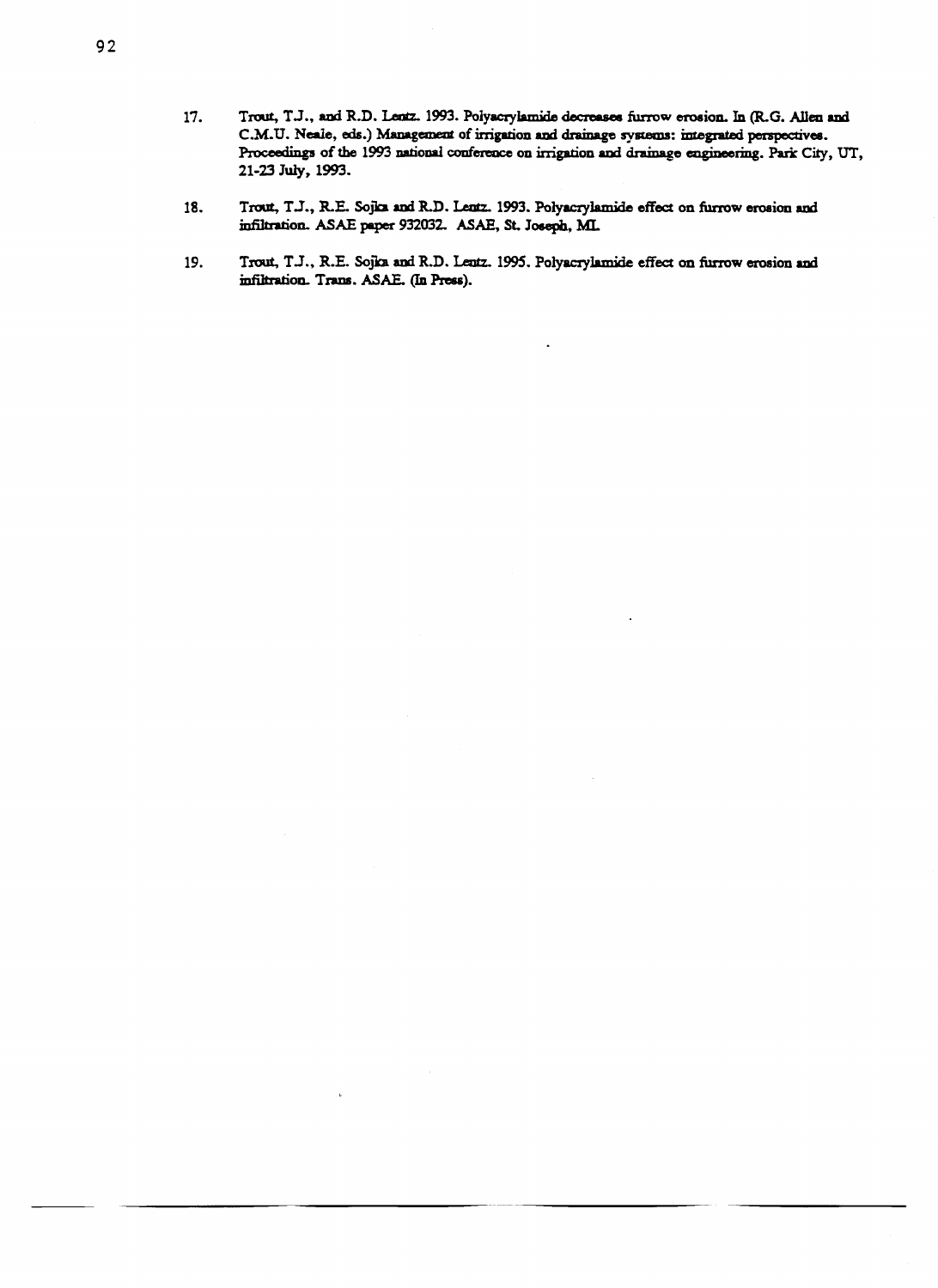17. Trout, T.J., and R.D. Lentz. 1993. Polyacrylamide decreases furrow erosion. In (R.G. Allen and C.M.U. Neale, eds.) Management of irrigation and drainage systems: integrated perspectives. Proceedings of the 1993 national conference on irrigation and drainage engineering. Park City, UT, 21-23 July, 1993.

18. Trout, T.J., R.E. Sojka and R.D. Lentz. 1993. Polyacrylamide effect on furrow erosion and infiltration. ASAE paper 932032. ASAE, St. Joseph, MI.

19. Trout, T.J., R.E. Sojka and R.D. Lentz. 1995. Polyacrylamide effect on furrow erosion and infiltration. Trans. ASAE. (In Press).